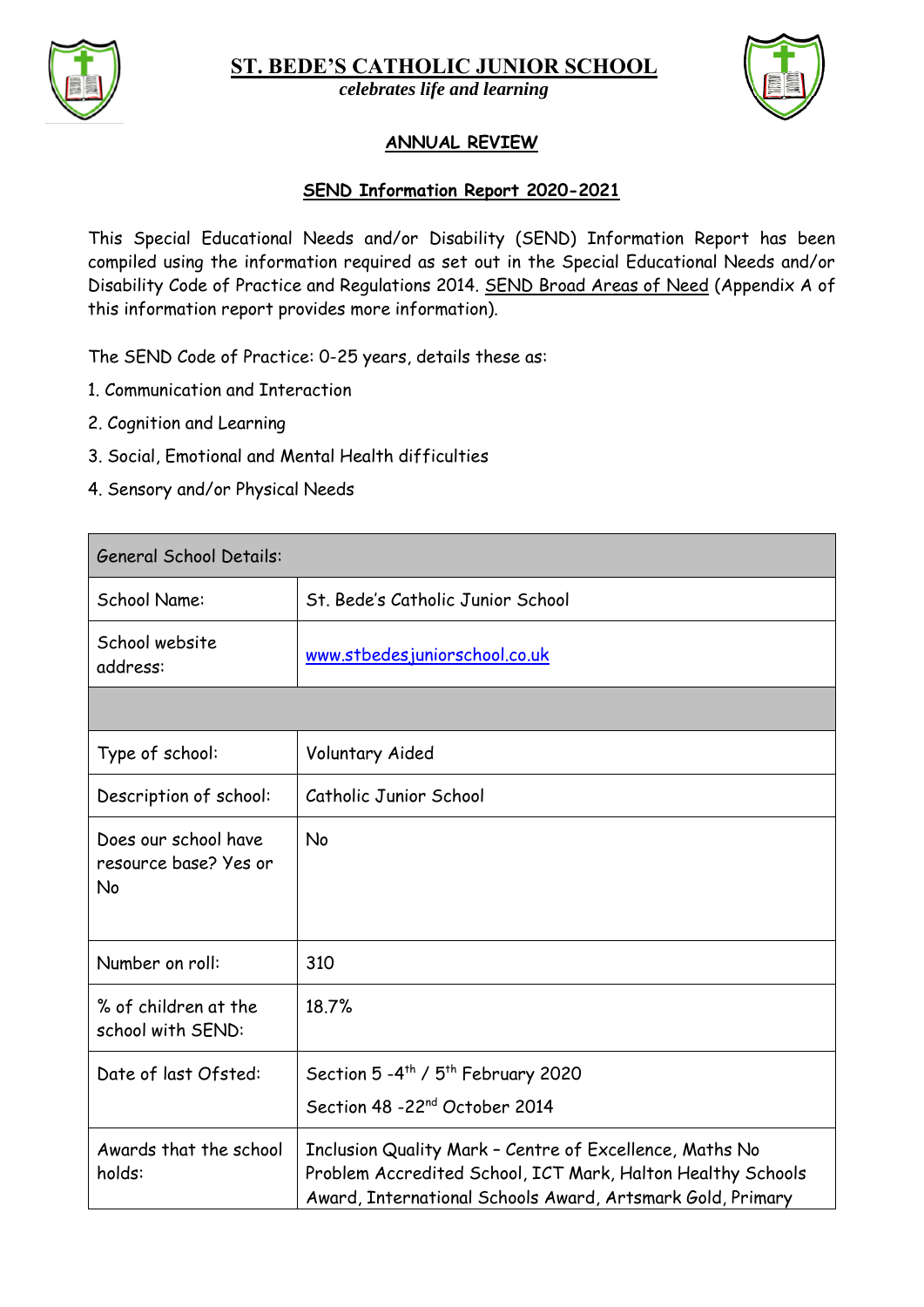# ST. BEDE'S CATHOLIC JUNIOR SCHOOL

*celebrates life and learning*

## ANNUAL REVIEW

## SEND Information Report 2020-2021

This Special Educational Needs and/or Disability (SEND) Information Report has been compiled using the information required as set out in the Special Educational Needs and/or Disability Code of Practice and Regulations 2014. SEND Broad Areas of Need (Appendix A of this information report provides more information).

The SEND Code of Practice: 0-25 years, details these as:

1. Communication and Interaction
2. Cognition and Learning
3. Social, Emotional and Mental Health difficulties
4. Sensory and/or Physical Needs

| General School Details: | |
|---|---|
| School Name: | St. Bede's Catholic Junior School |
| School website address: | www.stbedesjuniorschool.co.uk |
| | |
| Type of school: | Voluntary Aided |
| Description of school: | Catholic Junior School |
| Does our school have resource base? Yes or No | No |
| Number on roll: | 310 |
| % of children at the school with SEND: | 18.7% |
| Date of last Ofsted: | Section 5 -4th / 5th February 2020<br>Section 48 -22nd October 2014 |
| Awards that the school holds: | Inclusion Quality Mark – Centre of Excellence, Maths No Problem Accredited School, ICT Mark, Halton Healthy Schools Award, International Schools Award, Artsmark Gold, Primary |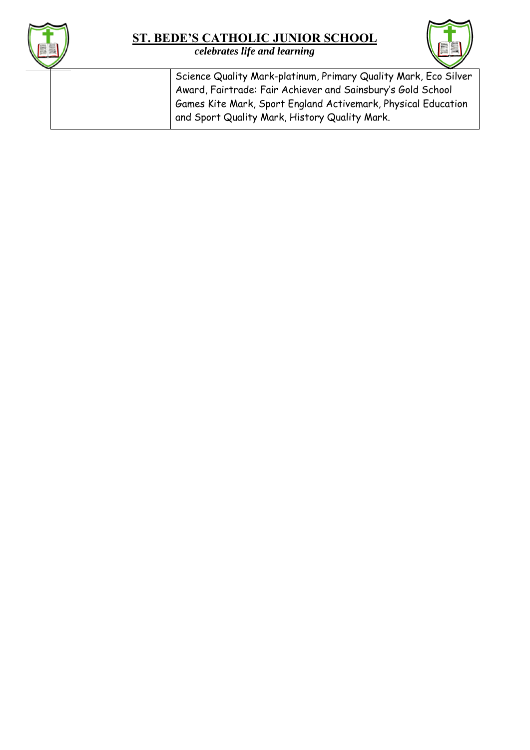| | Science Quality Mark-platinum, Primary Quality Mark, Eco Silver Award, Fairtrade: Fair Achiever and Sainsbury's Gold School Games Kite Mark, Sport England Activemark, Physical Education and Sport Quality Mark, History Quality Mark. |
|---|---|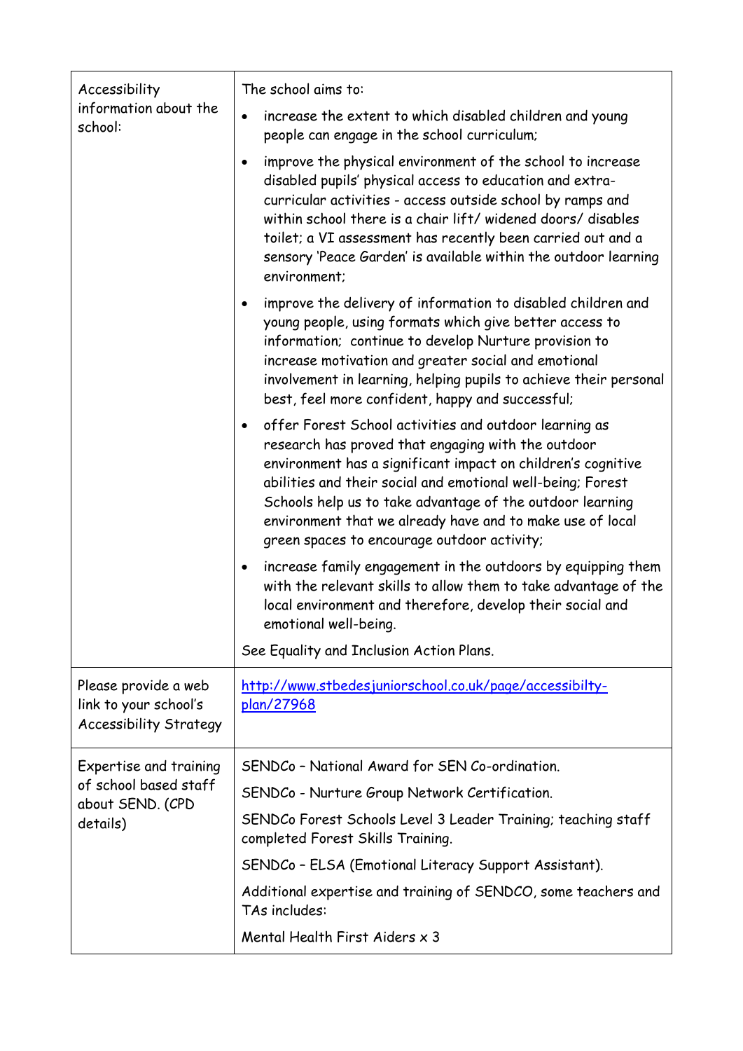| Accessibility information about the school: | The school aims to:<br>• increase the extent to which disabled children and young people can engage in the school curriculum;<br>• improve the physical environment of the school to increase disabled pupils' physical access to education and extra-curricular activities - access outside school by ramps and within school there is a chair lift/ widened doors/ disables toilet; a VI assessment has recently been carried out and a sensory 'Peace Garden' is available within the outdoor learning environment;<br>• improve the delivery of information to disabled children and young people, using formats which give better access to information; continue to develop Nurture provision to increase motivation and greater social and emotional involvement in learning, helping pupils to achieve their personal best, feel more confident, happy and successful;<br>• offer Forest School activities and outdoor learning as research has proved that engaging with the outdoor environment has a significant impact on children's cognitive abilities and their social and emotional well-being; Forest Schools help us to take advantage of the outdoor learning environment that we already have and to make use of local green spaces to encourage outdoor activity;<br>• increase family engagement in the outdoors by equipping them with the relevant skills to allow them to take advantage of the local environment and therefore, develop their social and emotional well-being.<br>See Equality and Inclusion Action Plans. |
|---|---|
| Please provide a web link to your school's Accessibility Strategy | [http://www.stbedesjuniorschool.co.uk/page/accessibilty-plan/27968](http://www.stbedesjuniorschool.co.uk/page/accessibilty-plan/27968) |
| Expertise and training of school based staff about SEND. (CPD details) | SENDCo – National Award for SEN Co-ordination.<br>SENDCo - Nurture Group Network Certification.<br>SENDCo Forest Schools Level 3 Leader Training; teaching staff completed Forest Skills Training.<br>SENDCo – ELSA (Emotional Literacy Support Assistant).<br>Additional expertise and training of SENDCO, some teachers and TAs includes:<br>Mental Health First Aiders x 3 |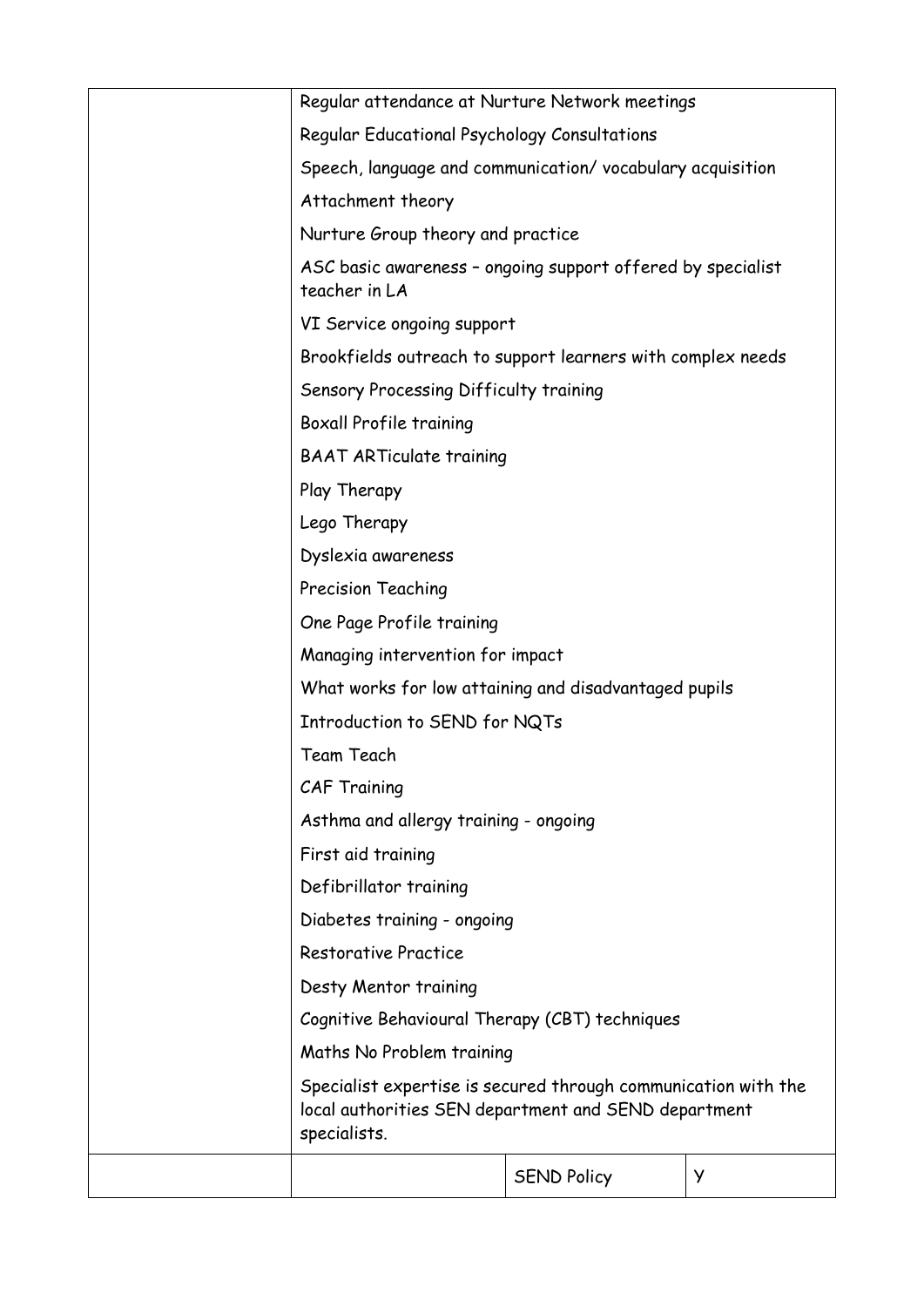| | | | |
|---|---|---|---|
| | Regular attendance at Nurture Network meetings<br>Regular Educational Psychology Consultations<br>Speech, language and communication/ vocabulary acquisition<br>Attachment theory<br>Nurture Group theory and practice<br>ASC basic awareness – ongoing support offered by specialist teacher in LA<br>VI Service ongoing support<br>Brookfields outreach to support learners with complex needs<br>Sensory Processing Difficulty training<br>Boxall Profile training<br>BAAT ARTiculate training<br>Play Therapy<br>Lego Therapy<br>Dyslexia awareness<br>Precision Teaching<br>One Page Profile training<br>Managing intervention for impact<br>What works for low attaining and disadvantaged pupils<br>Introduction to SEND for NQTs<br>Team Teach<br>CAF Training<br>Asthma and allergy training - ongoing<br>First aid training<br>Defibrillator training<br>Diabetes training - ongoing<br>Restorative Practice<br>Desty Mentor training<br>Cognitive Behavioural Therapy (CBT) techniques<br>Maths No Problem training<br>Specialist expertise is secured through communication with the local authorities SEN department and SEND department specialists. | | |
| | | SEND Policy | Y |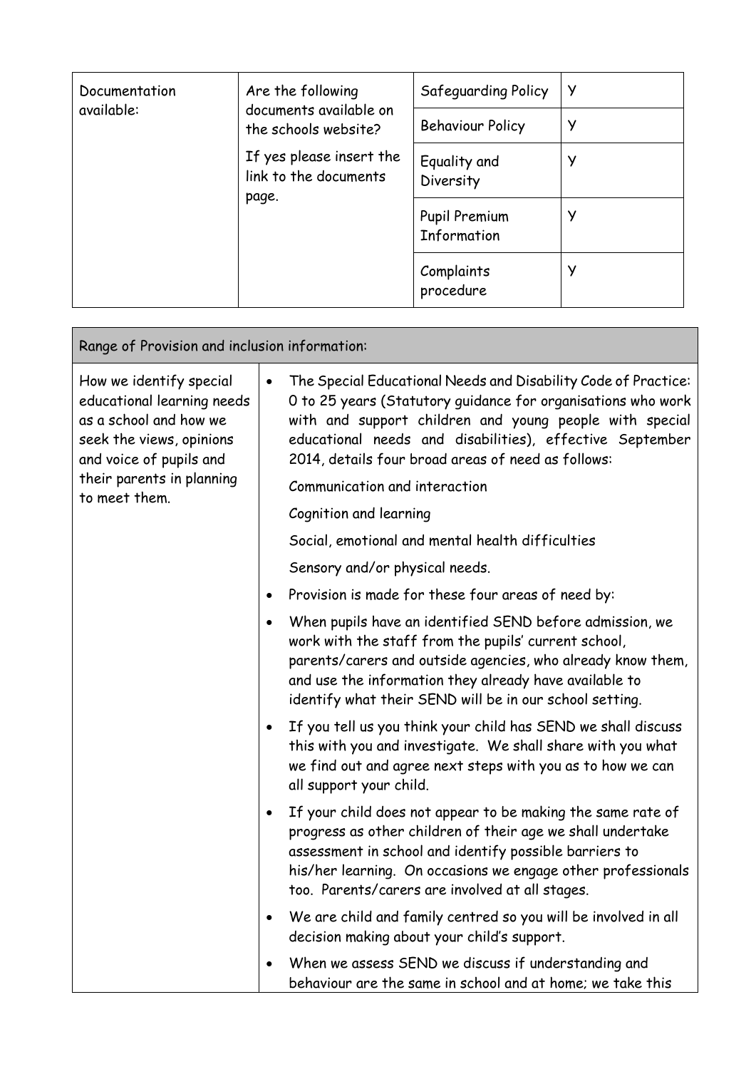| Documentation available: | Are the following documents available on the schools website? If yes please insert the link to the documents page. | Safeguarding Policy | Y |
|---|---|---|---|
| | | Behaviour Policy | Y |
| | | Equality and Diversity | Y |
| | | Pupil Premium Information | Y |
| | | Complaints procedure | Y |

| Range of Provision and inclusion information: | |
|---|---|
| How we identify special educational learning needs as a school and how we seek the views, opinions and voice of pupils and their parents in planning to meet them. | • The Special Educational Needs and Disability Code of Practice: 0 to 25 years (Statutory guidance for organisations who work with and support children and young people with special educational needs and disabilities), effective September 2014, details four broad areas of need as follows:<br>Communication and interaction<br>Cognition and learning<br>Social, emotional and mental health difficulties<br>Sensory and/or physical needs.<br>• Provision is made for these four areas of need by:<br>• When pupils have an identified SEND before admission, we work with the staff from the pupils' current school, parents/carers and outside agencies, who already know them, and use the information they already have available to identify what their SEND will be in our school setting.<br>• If you tell us you think your child has SEND we shall discuss this with you and investigate. We shall share with you what we find out and agree next steps with you as to how we can all support your child.<br>• If your child does not appear to be making the same rate of progress as other children of their age we shall undertake assessment in school and identify possible barriers to his/her learning. On occasions we engage other professionals too. Parents/carers are involved at all stages.<br>• We are child and family centred so you will be involved in all decision making about your child's support.<br>• When we assess SEND we discuss if understanding and behaviour are the same in school and at home; we take this |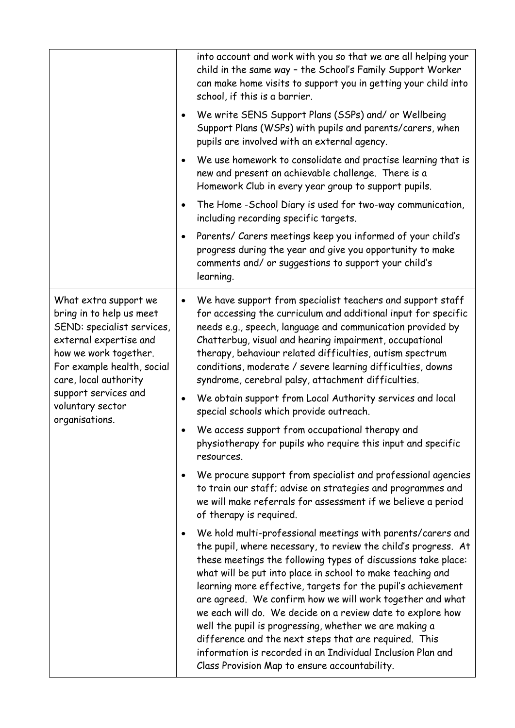| | |
|---|---|
| | into account and work with you so that we are all helping your child in the same way – the School's Family Support Worker can make home visits to support you in getting your child into school, if this is a barrier.<br>• We write SENS Support Plans (SSPs) and/ or Wellbeing Support Plans (WSPs) with pupils and parents/carers, when pupils are involved with an external agency.<br>• We use homework to consolidate and practise learning that is new and present an achievable challenge. There is a Homework Club in every year group to support pupils.<br>• The Home -School Diary is used for two-way communication, including recording specific targets.<br>• Parents/ Carers meetings keep you informed of your child's progress during the year and give you opportunity to make comments and/ or suggestions to support your child's learning. |
| What extra support we bring in to help us meet SEND: specialist services, external expertise and how we work together. For example health, social care, local authority support services and voluntary sector organisations. | • We have support from specialist teachers and support staff for accessing the curriculum and additional input for specific needs e.g., speech, language and communication provided by Chatterbug, visual and hearing impairment, occupational therapy, behaviour related difficulties, autism spectrum conditions, moderate / severe learning difficulties, downs syndrome, cerebral palsy, attachment difficulties.<br>• We obtain support from Local Authority services and local special schools which provide outreach.<br>• We access support from occupational therapy and physiotherapy for pupils who require this input and specific resources.<br>• We procure support from specialist and professional agencies to train our staff; advise on strategies and programmes and we will make referrals for assessment if we believe a period of therapy is required.<br>• We hold multi-professional meetings with parents/carers and the pupil, where necessary, to review the child's progress. At these meetings the following types of discussions take place: what will be put into place in school to make teaching and learning more effective, targets for the pupil's achievement are agreed. We confirm how we will work together and what we each will do. We decide on a review date to explore how well the pupil is progressing, whether we are making a difference and the next steps that are required. This information is recorded in an Individual Inclusion Plan and Class Provision Map to ensure accountability. |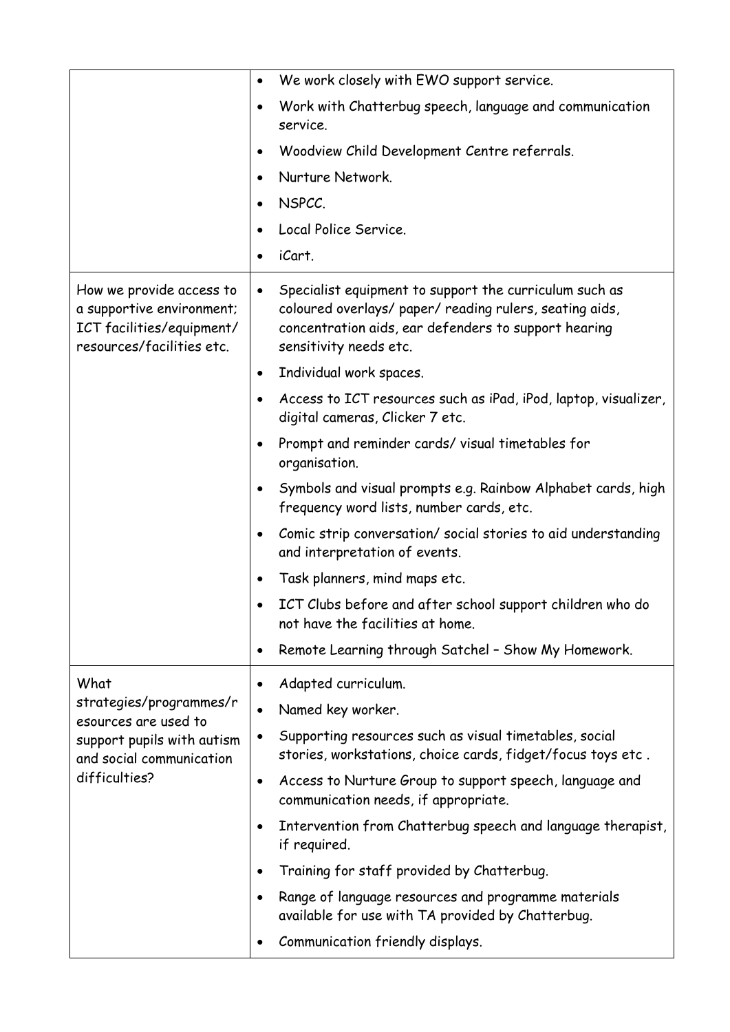| | |
|---|---|
| | • We work closely with EWO support service.<br>• Work with Chatterbug speech, language and communication service.<br>• Woodview Child Development Centre referrals.<br>• Nurture Network.<br>• NSPCC.<br>• Local Police Service.<br>• iCart. |
| How we provide access to a supportive environment; ICT facilities/equipment/ resources/facilities etc. | • Specialist equipment to support the curriculum such as coloured overlays/ paper/ reading rulers, seating aids, concentration aids, ear defenders to support hearing sensitivity needs etc.<br>• Individual work spaces.<br>• Access to ICT resources such as iPad, iPod, laptop, visualizer, digital cameras, Clicker 7 etc.<br>• Prompt and reminder cards/ visual timetables for organisation.<br>• Symbols and visual prompts e.g. Rainbow Alphabet cards, high frequency word lists, number cards, etc.<br>• Comic strip conversation/ social stories to aid understanding and interpretation of events.<br>• Task planners, mind maps etc.<br>• ICT Clubs before and after school support children who do not have the facilities at home.<br>• Remote Learning through Satchel – Show My Homework. |
| What strategies/programmes/resources are used to support pupils with autism and social communication difficulties? | • Adapted curriculum.<br>• Named key worker.<br>• Supporting resources such as visual timetables, social stories, workstations, choice cards, fidget/focus toys etc .<br>• Access to Nurture Group to support speech, language and communication needs, if appropriate.<br>• Intervention from Chatterbug speech and language therapist, if required.<br>• Training for staff provided by Chatterbug.<br>• Range of language resources and programme materials available for use with TA provided by Chatterbug.<br>• Communication friendly displays. |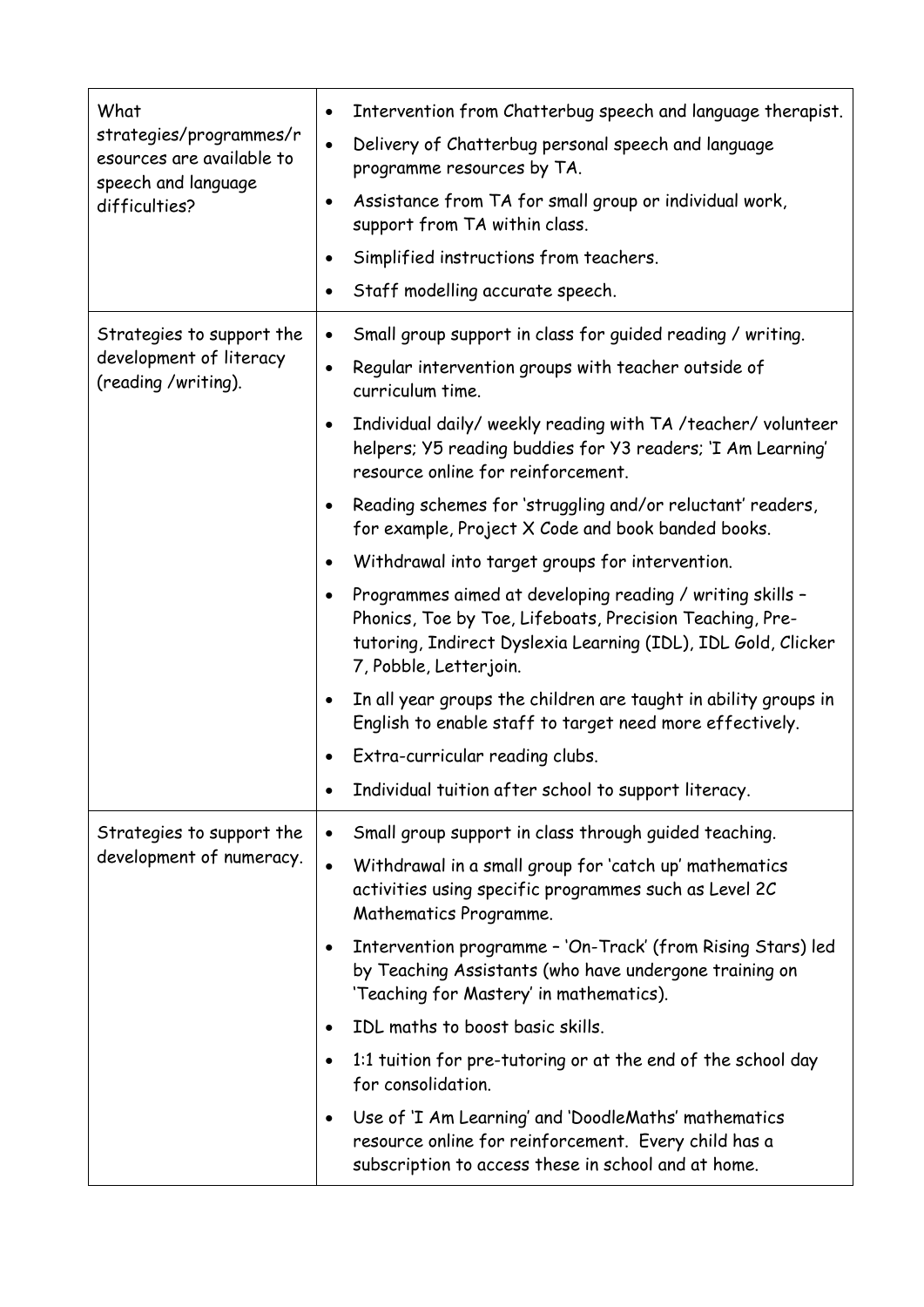| | |
|---|---|
| What strategies/programmes/resources are available to speech and language difficulties? | • Intervention from Chatterbug speech and language therapist.<br>• Delivery of Chatterbug personal speech and language programme resources by TA.<br>• Assistance from TA for small group or individual work, support from TA within class.<br>• Simplified instructions from teachers.<br>• Staff modelling accurate speech. |
| Strategies to support the development of literacy (reading /writing). | • Small group support in class for guided reading / writing.<br>• Regular intervention groups with teacher outside of curriculum time.<br>• Individual daily/ weekly reading with TA /teacher/ volunteer helpers; Y5 reading buddies for Y3 readers; 'I Am Learning' resource online for reinforcement.<br>• Reading schemes for 'struggling and/or reluctant' readers, for example, Project X Code and book banded books.<br>• Withdrawal into target groups for intervention.<br>• Programmes aimed at developing reading / writing skills – Phonics, Toe by Toe, Lifeboats, Precision Teaching, Pre-tutoring, Indirect Dyslexia Learning (IDL), IDL Gold, Clicker 7, Pobble, Letterjoin.<br>• In all year groups the children are taught in ability groups in English to enable staff to target need more effectively.<br>• Extra-curricular reading clubs.<br>• Individual tuition after school to support literacy. |
| Strategies to support the development of numeracy. | • Small group support in class through guided teaching.<br>• Withdrawal in a small group for 'catch up' mathematics activities using specific programmes such as Level 2C Mathematics Programme.<br>• Intervention programme – 'On-Track' (from Rising Stars) led by Teaching Assistants (who have undergone training on 'Teaching for Mastery' in mathematics).<br>• IDL maths to boost basic skills.<br>• 1:1 tuition for pre-tutoring or at the end of the school day for consolidation.<br>• Use of 'I Am Learning' and 'DoodleMaths' mathematics resource online for reinforcement. Every child has a subscription to access these in school and at home. |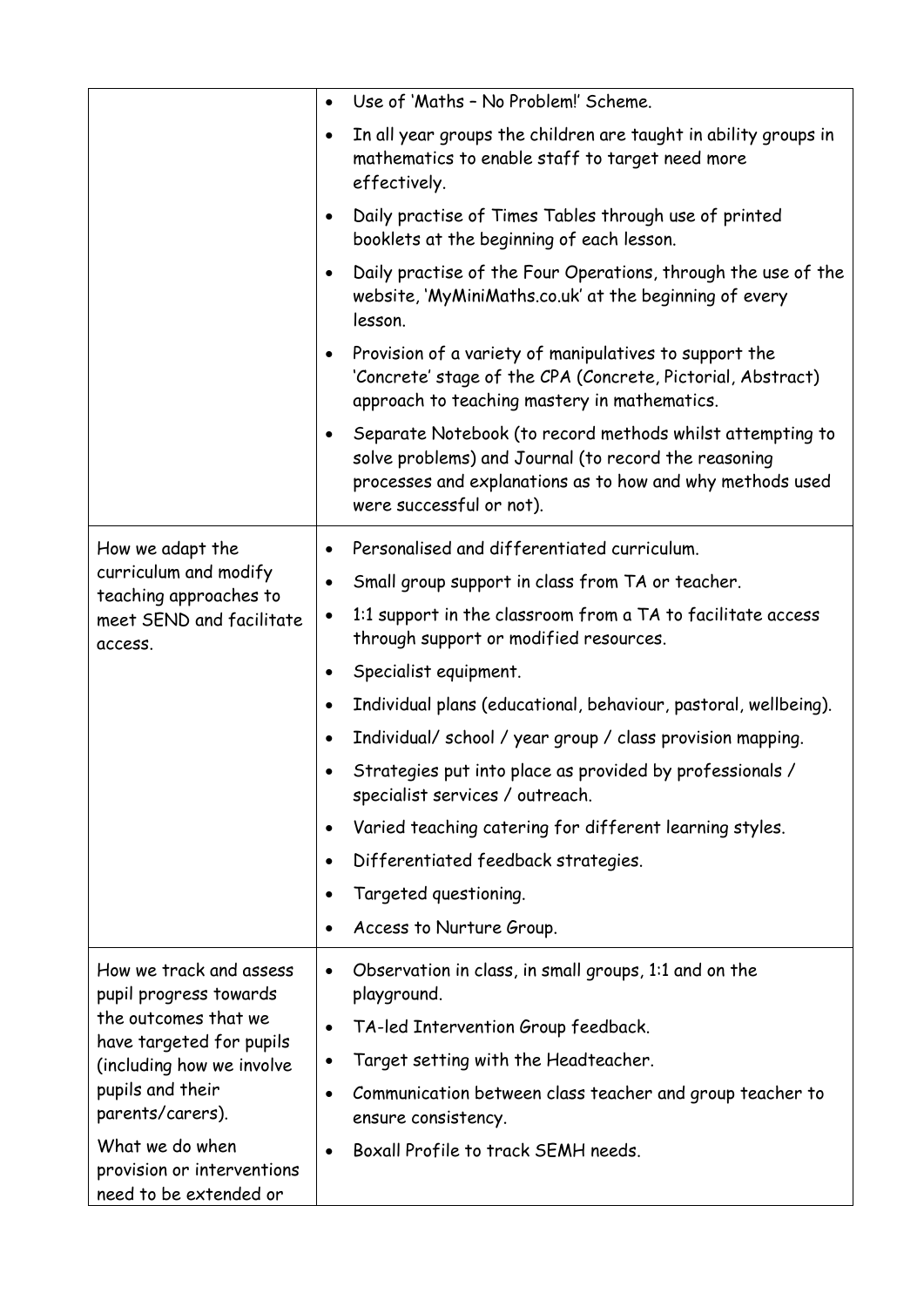| | |
|---|---|
| | • Use of 'Maths – No Problem!' Scheme.<br>• In all year groups the children are taught in ability groups in mathematics to enable staff to target need more effectively.<br>• Daily practise of Times Tables through use of printed booklets at the beginning of each lesson.<br>• Daily practise of the Four Operations, through the use of the website, 'MyMiniMaths.co.uk' at the beginning of every lesson.<br>• Provision of a variety of manipulatives to support the 'Concrete' stage of the CPA (Concrete, Pictorial, Abstract) approach to teaching mastery in mathematics.<br>• Separate Notebook (to record methods whilst attempting to solve problems) and Journal (to record the reasoning processes and explanations as to how and why methods used were successful or not). |
| How we adapt the curriculum and modify teaching approaches to meet SEND and facilitate access. | • Personalised and differentiated curriculum.<br>• Small group support in class from TA or teacher.<br>• 1:1 support in the classroom from a TA to facilitate access through support or modified resources.<br>• Specialist equipment.<br>• Individual plans (educational, behaviour, pastoral, wellbeing).<br>• Individual/ school / year group / class provision mapping.<br>• Strategies put into place as provided by professionals / specialist services / outreach.<br>• Varied teaching catering for different learning styles.<br>• Differentiated feedback strategies.<br>• Targeted questioning.<br>• Access to Nurture Group. |
| How we track and assess pupil progress towards the outcomes that we have targeted for pupils (including how we involve pupils and their parents/carers).<br><br>What we do when provision or interventions need to be extended or | • Observation in class, in small groups, 1:1 and on the playground.<br>• TA-led Intervention Group feedback.<br>• Target setting with the Headteacher.<br>• Communication between class teacher and group teacher to ensure consistency.<br>• Boxall Profile to track SEMH needs. |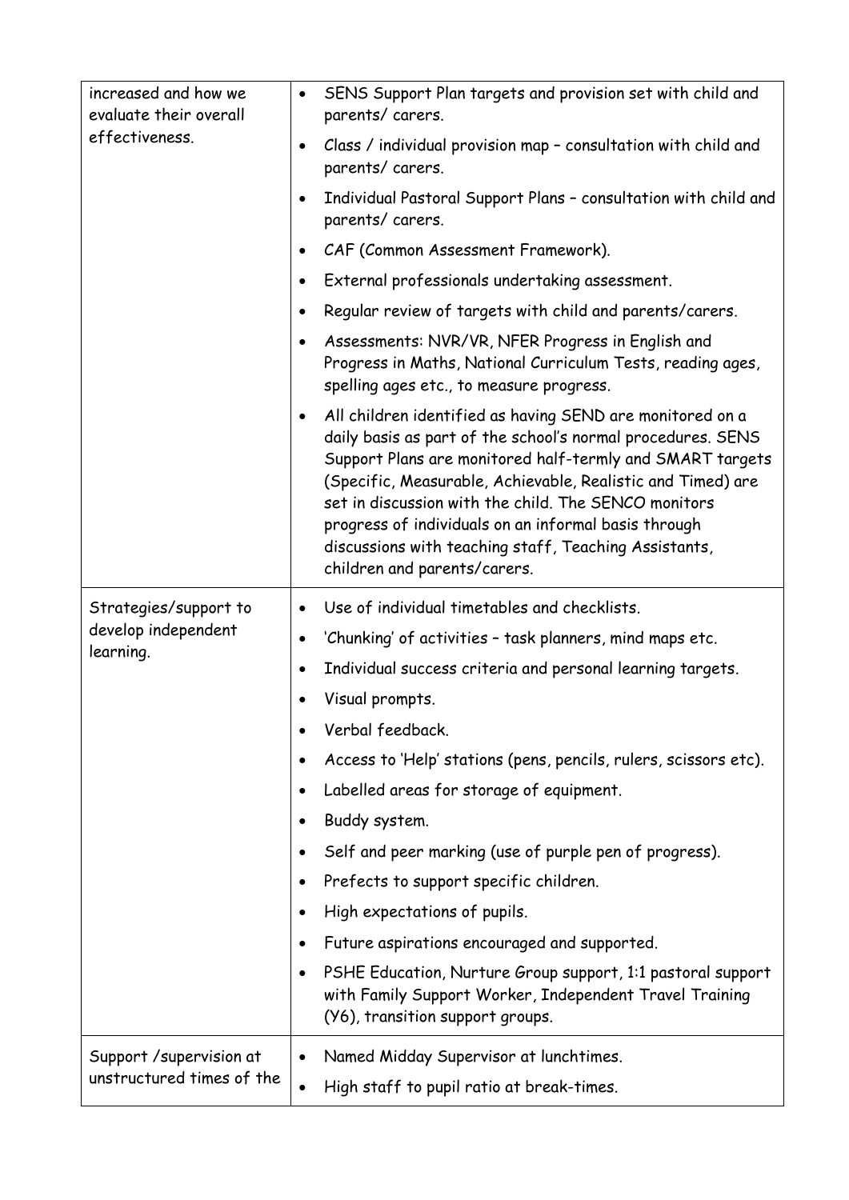| | |
|---|---|
| increased and how we evaluate their overall effectiveness. | • SENS Support Plan targets and provision set with child and parents/ carers.<br>• Class / individual provision map – consultation with child and parents/ carers.<br>• Individual Pastoral Support Plans – consultation with child and parents/ carers.<br>• CAF (Common Assessment Framework).<br>• External professionals undertaking assessment.<br>• Regular review of targets with child and parents/carers.<br>• Assessments: NVR/VR, NFER Progress in English and Progress in Maths, National Curriculum Tests, reading ages, spelling ages etc., to measure progress.<br>• All children identified as having SEND are monitored on a daily basis as part of the school's normal procedures. SENS Support Plans are monitored half-termly and SMART targets (Specific, Measurable, Achievable, Realistic and Timed) are set in discussion with the child. The SENCO monitors progress of individuals on an informal basis through discussions with teaching staff, Teaching Assistants, children and parents/carers. |
| Strategies/support to develop independent learning. | • Use of individual timetables and checklists.<br>• 'Chunking' of activities – task planners, mind maps etc.<br>• Individual success criteria and personal learning targets.<br>• Visual prompts.<br>• Verbal feedback.<br>• Access to 'Help' stations (pens, pencils, rulers, scissors etc).<br>• Labelled areas for storage of equipment.<br>• Buddy system.<br>• Self and peer marking (use of purple pen of progress).<br>• Prefects to support specific children.<br>• High expectations of pupils.<br>• Future aspirations encouraged and supported.<br>• PSHE Education, Nurture Group support, 1:1 pastoral support with Family Support Worker, Independent Travel Training (Y6), transition support groups. |
| Support /supervision at unstructured times of the | • Named Midday Supervisor at lunchtimes.<br>• High staff to pupil ratio at break-times. |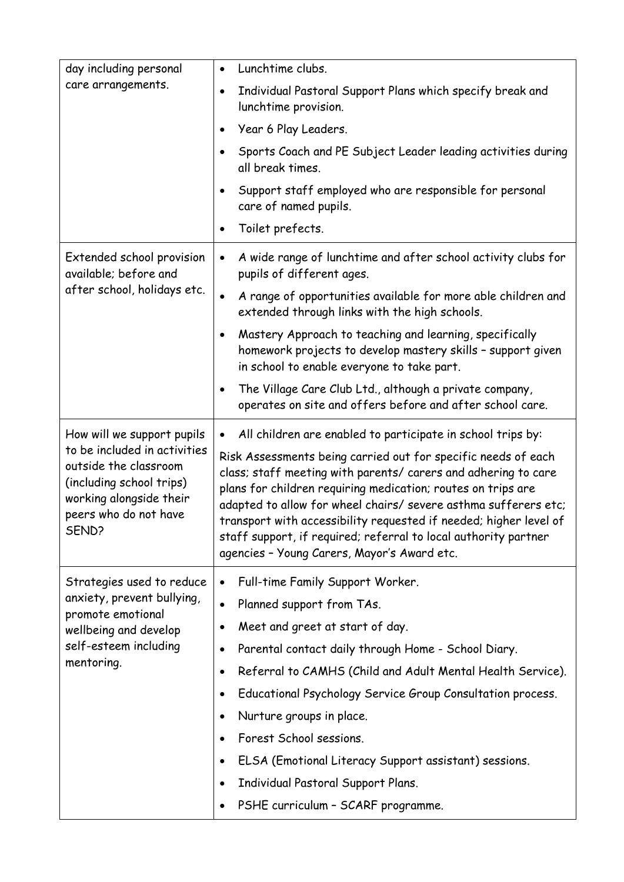| | |
|---|---|
| day including personal care arrangements. | • Lunchtime clubs.<br>• Individual Pastoral Support Plans which specify break and lunchtime provision.<br>• Year 6 Play Leaders.<br>• Sports Coach and PE Subject Leader leading activities during all break times.<br>• Support staff employed who are responsible for personal care of named pupils.<br>• Toilet prefects. |
| Extended school provision available; before and after school, holidays etc. | • A wide range of lunchtime and after school activity clubs for pupils of different ages.<br>• A range of opportunities available for more able children and extended through links with the high schools.<br>• Mastery Approach to teaching and learning, specifically homework projects to develop mastery skills – support given in school to enable everyone to take part.<br>• The Village Care Club Ltd., although a private company, operates on site and offers before and after school care. |
| How will we support pupils to be included in activities outside the classroom (including school trips) working alongside their peers who do not have SEND? | • All children are enabled to participate in school trips by:<br>Risk Assessments being carried out for specific needs of each class; staff meeting with parents/ carers and adhering to care plans for children requiring medication; routes on trips are adapted to allow for wheel chairs/ severe asthma sufferers etc; transport with accessibility requested if needed; higher level of staff support, if required; referral to local authority partner agencies – Young Carers, Mayor's Award etc. |
| Strategies used to reduce anxiety, prevent bullying, promote emotional wellbeing and develop self-esteem including mentoring. | • Full-time Family Support Worker.<br>• Planned support from TAs.<br>• Meet and greet at start of day.<br>• Parental contact daily through Home - School Diary.<br>• Referral to CAMHS (Child and Adult Mental Health Service).<br>• Educational Psychology Service Group Consultation process.<br>• Nurture groups in place.<br>• Forest School sessions.<br>• ELSA (Emotional Literacy Support assistant) sessions.<br>• Individual Pastoral Support Plans.<br>• PSHE curriculum – SCARF programme. |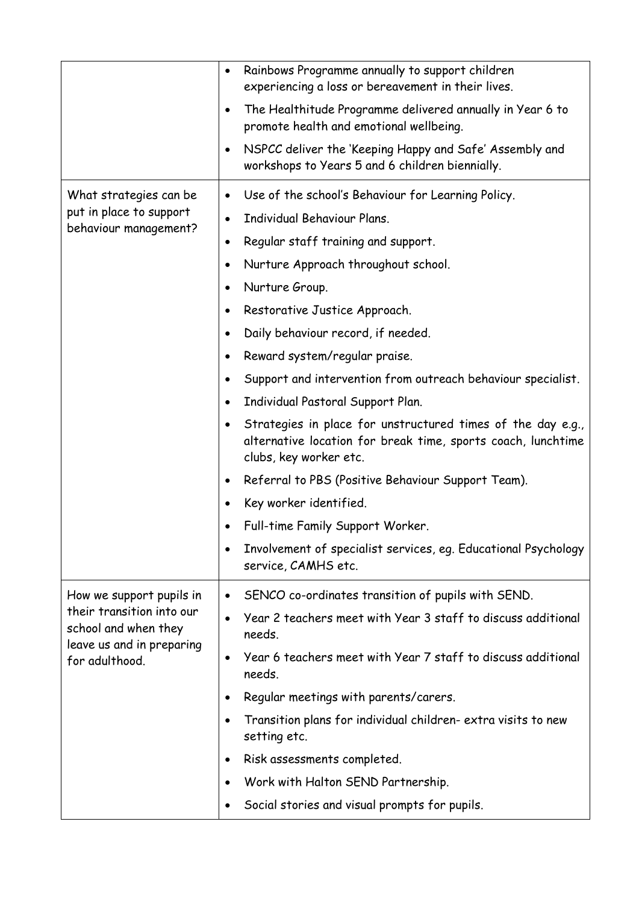| | |
|---|---|
| | • Rainbows Programme annually to support children experiencing a loss or bereavement in their lives.<br>• The Healthitude Programme delivered annually in Year 6 to promote health and emotional wellbeing.<br>• NSPCC deliver the 'Keeping Happy and Safe' Assembly and workshops to Years 5 and 6 children biennially. |
| What strategies can be put in place to support behaviour management? | • Use of the school's Behaviour for Learning Policy.<br>• Individual Behaviour Plans.<br>• Regular staff training and support.<br>• Nurture Approach throughout school.<br>• Nurture Group.<br>• Restorative Justice Approach.<br>• Daily behaviour record, if needed.<br>• Reward system/regular praise.<br>• Support and intervention from outreach behaviour specialist.<br>• Individual Pastoral Support Plan.<br>• Strategies in place for unstructured times of the day e.g., alternative location for break time, sports coach, lunchtime clubs, key worker etc.<br>• Referral to PBS (Positive Behaviour Support Team).<br>• Key worker identified.<br>• Full-time Family Support Worker.<br>• Involvement of specialist services, eg. Educational Psychology service, CAMHS etc. |
| How we support pupils in their transition into our school and when they leave us and in preparing for adulthood. | • SENCO co-ordinates transition of pupils with SEND.<br>• Year 2 teachers meet with Year 3 staff to discuss additional needs.<br>• Year 6 teachers meet with Year 7 staff to discuss additional needs.<br>• Regular meetings with parents/carers.<br>• Transition plans for individual children- extra visits to new setting etc.<br>• Risk assessments completed.<br>• Work with Halton SEND Partnership.<br>• Social stories and visual prompts for pupils. |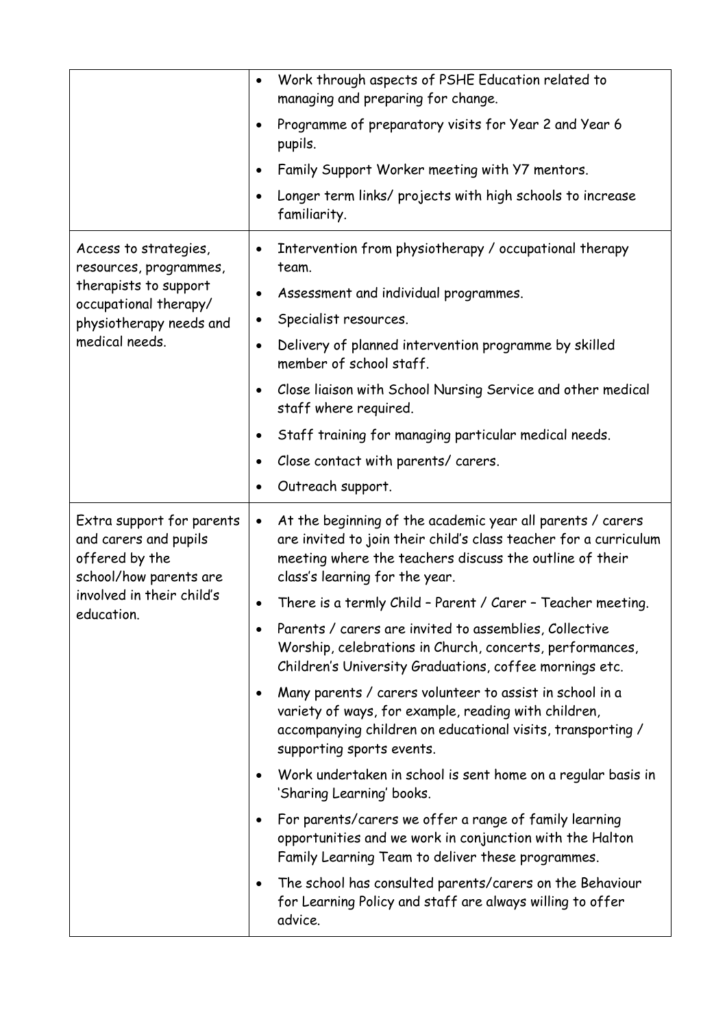| | |
|---|---|
| | • Work through aspects of PSHE Education related to managing and preparing for change.<br>• Programme of preparatory visits for Year 2 and Year 6 pupils.<br>• Family Support Worker meeting with Y7 mentors.<br>• Longer term links/ projects with high schools to increase familiarity. |
| Access to strategies, resources, programmes, therapists to support occupational therapy/ physiotherapy needs and medical needs. | • Intervention from physiotherapy / occupational therapy team.<br>• Assessment and individual programmes.<br>• Specialist resources.<br>• Delivery of planned intervention programme by skilled member of school staff.<br>• Close liaison with School Nursing Service and other medical staff where required.<br>• Staff training for managing particular medical needs.<br>• Close contact with parents/ carers.<br>• Outreach support. |
| Extra support for parents and carers and pupils offered by the school/how parents are involved in their child's education. | • At the beginning of the academic year all parents / carers are invited to join their child's class teacher for a curriculum meeting where the teachers discuss the outline of their class's learning for the year.<br>• There is a termly Child – Parent / Carer – Teacher meeting.<br>• Parents / carers are invited to assemblies, Collective Worship, celebrations in Church, concerts, performances, Children's University Graduations, coffee mornings etc.<br>• Many parents / carers volunteer to assist in school in a variety of ways, for example, reading with children, accompanying children on educational visits, transporting / supporting sports events.<br>• Work undertaken in school is sent home on a regular basis in 'Sharing Learning' books.<br>• For parents/carers we offer a range of family learning opportunities and we work in conjunction with the Halton Family Learning Team to deliver these programmes.<br>• The school has consulted parents/carers on the Behaviour for Learning Policy and staff are always willing to offer advice. |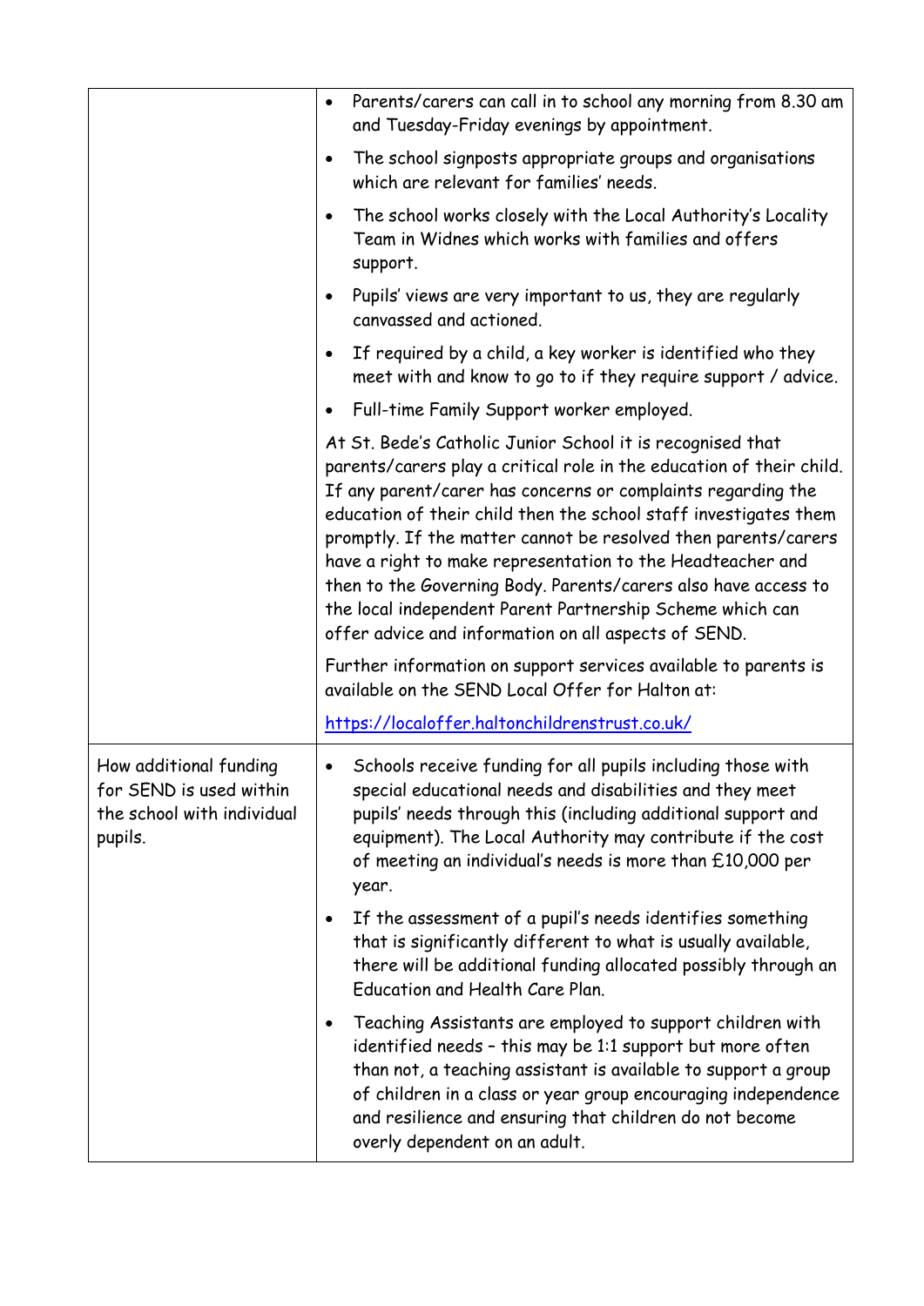| | |
|---|---|
| | • Parents/carers can call in to school any morning from 8.30 am and Tuesday-Friday evenings by appointment.<br>• The school signposts appropriate groups and organisations which are relevant for families' needs.<br>• The school works closely with the Local Authority's Locality Team in Widnes which works with families and offers support.<br>• Pupils' views are very important to us, they are regularly canvassed and actioned.<br>• If required by a child, a key worker is identified who they meet with and know to go to if they require support / advice.<br>• Full-time Family Support worker employed.<br><br>At St. Bede's Catholic Junior School it is recognised that parents/carers play a critical role in the education of their child. If any parent/carer has concerns or complaints regarding the education of their child then the school staff investigates them promptly. If the matter cannot be resolved then parents/carers have a right to make representation to the Headteacher and then to the Governing Body. Parents/carers also have access to the local independent Parent Partnership Scheme which can offer advice and information on all aspects of SEND.<br><br>Further information on support services available to parents is available on the SEND Local Offer for Halton at:<br><br>[https://localoffer.haltonchildrenstrust.co.uk/](https://localoffer.haltonchildrenstrust.co.uk/) |
| How additional funding for SEND is used within the school with individual pupils. | • Schools receive funding for all pupils including those with special educational needs and disabilities and they meet pupils' needs through this (including additional support and equipment). The Local Authority may contribute if the cost of meeting an individual's needs is more than £10,000 per year.<br>• If the assessment of a pupil's needs identifies something that is significantly different to what is usually available, there will be additional funding allocated possibly through an Education and Health Care Plan.<br>• Teaching Assistants are employed to support children with identified needs – this may be 1:1 support but more often than not, a teaching assistant is available to support a group of children in a class or year group encouraging independence and resilience and ensuring that children do not become overly dependent on an adult. |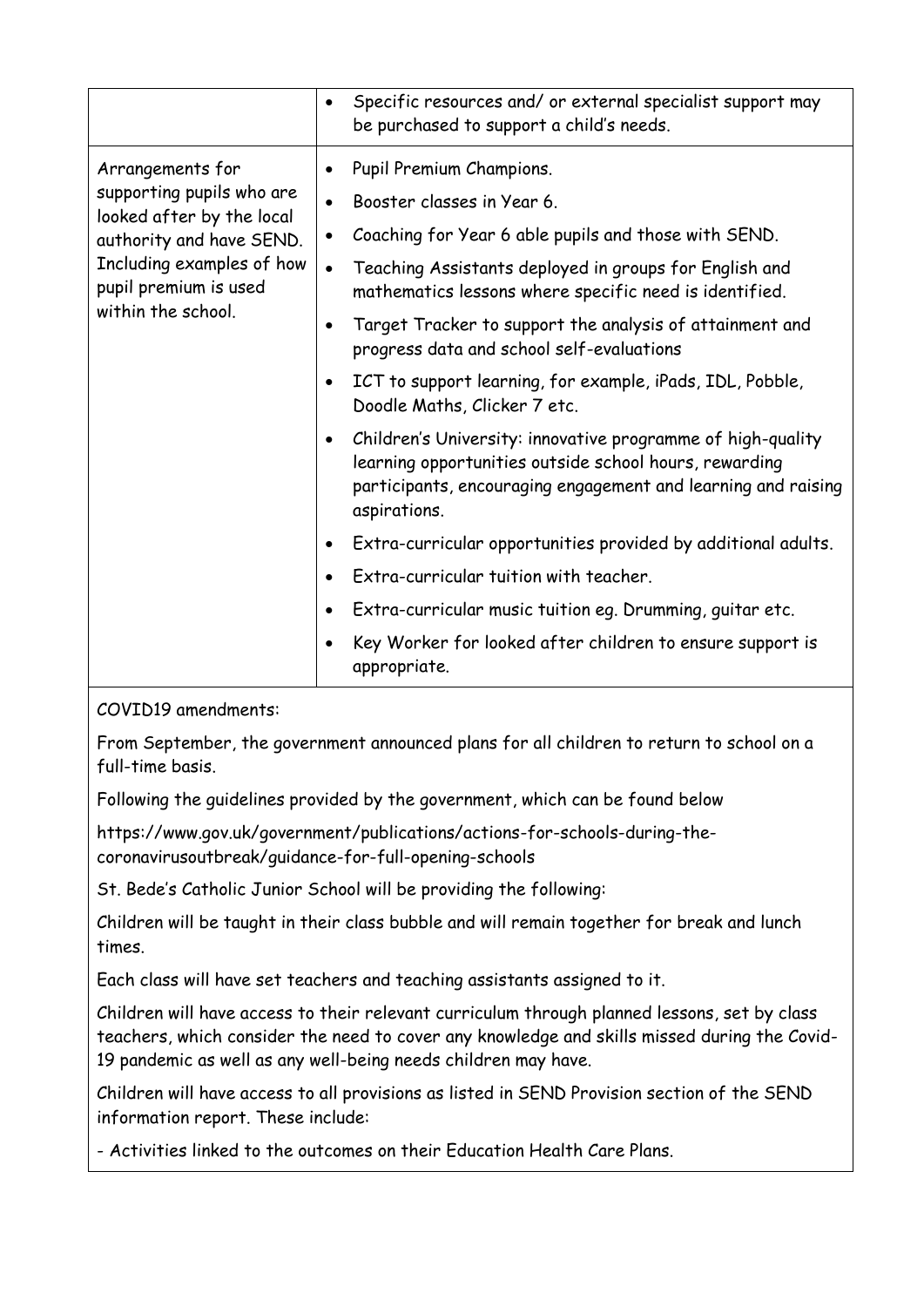| | |
|---|---|
| | • Specific resources and/ or external specialist support may be purchased to support a child's needs. |
| Arrangements for supporting pupils who are looked after by the local authority and have SEND. Including examples of how pupil premium is used within the school. | • Pupil Premium Champions.<br>• Booster classes in Year 6.<br>• Coaching for Year 6 able pupils and those with SEND.<br>• Teaching Assistants deployed in groups for English and mathematics lessons where specific need is identified.<br>• Target Tracker to support the analysis of attainment and progress data and school self-evaluations<br>• ICT to support learning, for example, iPads, IDL, Pobble, Doodle Maths, Clicker 7 etc.<br>• Children's University: innovative programme of high-quality learning opportunities outside school hours, rewarding participants, encouraging engagement and learning and raising aspirations.<br>• Extra-curricular opportunities provided by additional adults.<br>• Extra-curricular tuition with teacher.<br>• Extra-curricular music tuition eg. Drumming, guitar etc.<br>• Key Worker for looked after children to ensure support is appropriate. |

COVID19 amendments:

From September, the government announced plans for all children to return to school on a full-time basis.

Following the guidelines provided by the government, which can be found below

https://www.gov.uk/government/publications/actions-for-schools-during-the-coronavirusoutbreak/guidance-for-full-opening-schools

St. Bede's Catholic Junior School will be providing the following:

Children will be taught in their class bubble and will remain together for break and lunch times.

Each class will have set teachers and teaching assistants assigned to it.

Children will have access to their relevant curriculum through planned lessons, set by class teachers, which consider the need to cover any knowledge and skills missed during the Covid-19 pandemic as well as any well-being needs children may have.

Children will have access to all provisions as listed in SEND Provision section of the SEND information report. These include:

- Activities linked to the outcomes on their Education Health Care Plans.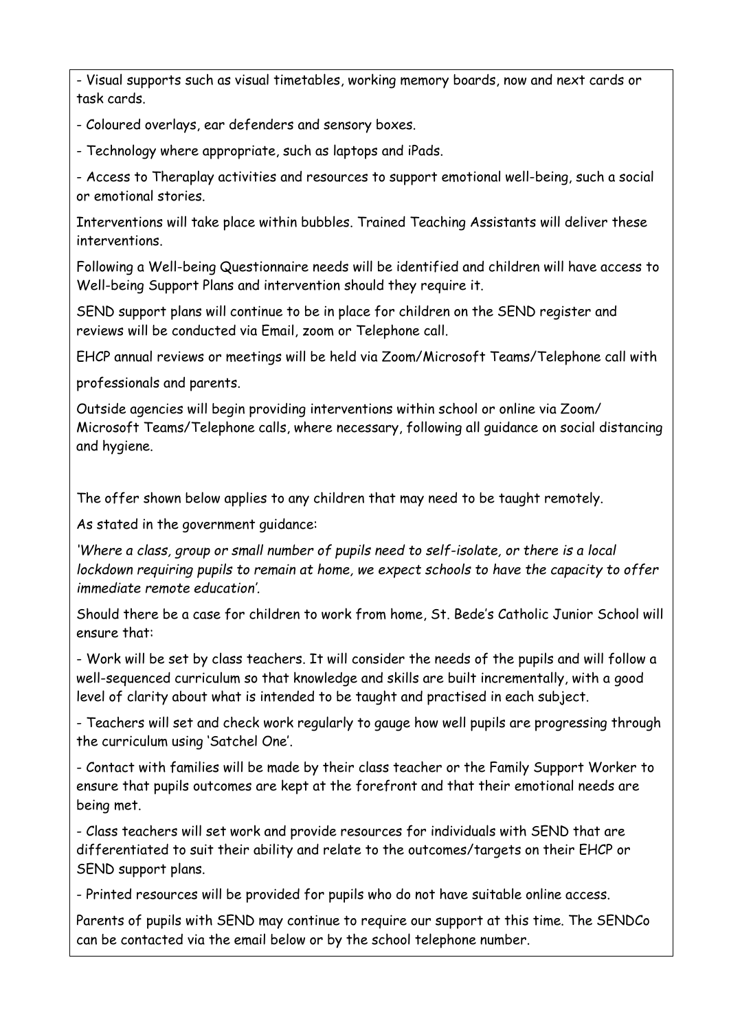- Visual supports such as visual timetables, working memory boards, now and next cards or task cards.

- Coloured overlays, ear defenders and sensory boxes.

- Technology where appropriate, such as laptops and iPads.

- Access to Theraplay activities and resources to support emotional well-being, such a social or emotional stories.

Interventions will take place within bubbles. Trained Teaching Assistants will deliver these interventions.

Following a Well-being Questionnaire needs will be identified and children will have access to Well-being Support Plans and intervention should they require it.

SEND support plans will continue to be in place for children on the SEND register and reviews will be conducted via Email, zoom or Telephone call.

EHCP annual reviews or meetings will be held via Zoom/Microsoft Teams/Telephone call with professionals and parents.

Outside agencies will begin providing interventions within school or online via Zoom/ Microsoft Teams/Telephone calls, where necessary, following all guidance on social distancing and hygiene.

The offer shown below applies to any children that may need to be taught remotely.

As stated in the government guidance:

*'Where a class, group or small number of pupils need to self-isolate, or there is a local lockdown requiring pupils to remain at home, we expect schools to have the capacity to offer immediate remote education'.*

Should there be a case for children to work from home, St. Bede's Catholic Junior School will ensure that:

- Work will be set by class teachers. It will consider the needs of the pupils and will follow a well-sequenced curriculum so that knowledge and skills are built incrementally, with a good level of clarity about what is intended to be taught and practised in each subject.

- Teachers will set and check work regularly to gauge how well pupils are progressing through the curriculum using 'Satchel One'.

- Contact with families will be made by their class teacher or the Family Support Worker to ensure that pupils outcomes are kept at the forefront and that their emotional needs are being met.

- Class teachers will set work and provide resources for individuals with SEND that are differentiated to suit their ability and relate to the outcomes/targets on their EHCP or SEND support plans.

- Printed resources will be provided for pupils who do not have suitable online access.

Parents of pupils with SEND may continue to require our support at this time. The SENDCo can be contacted via the email below or by the school telephone number.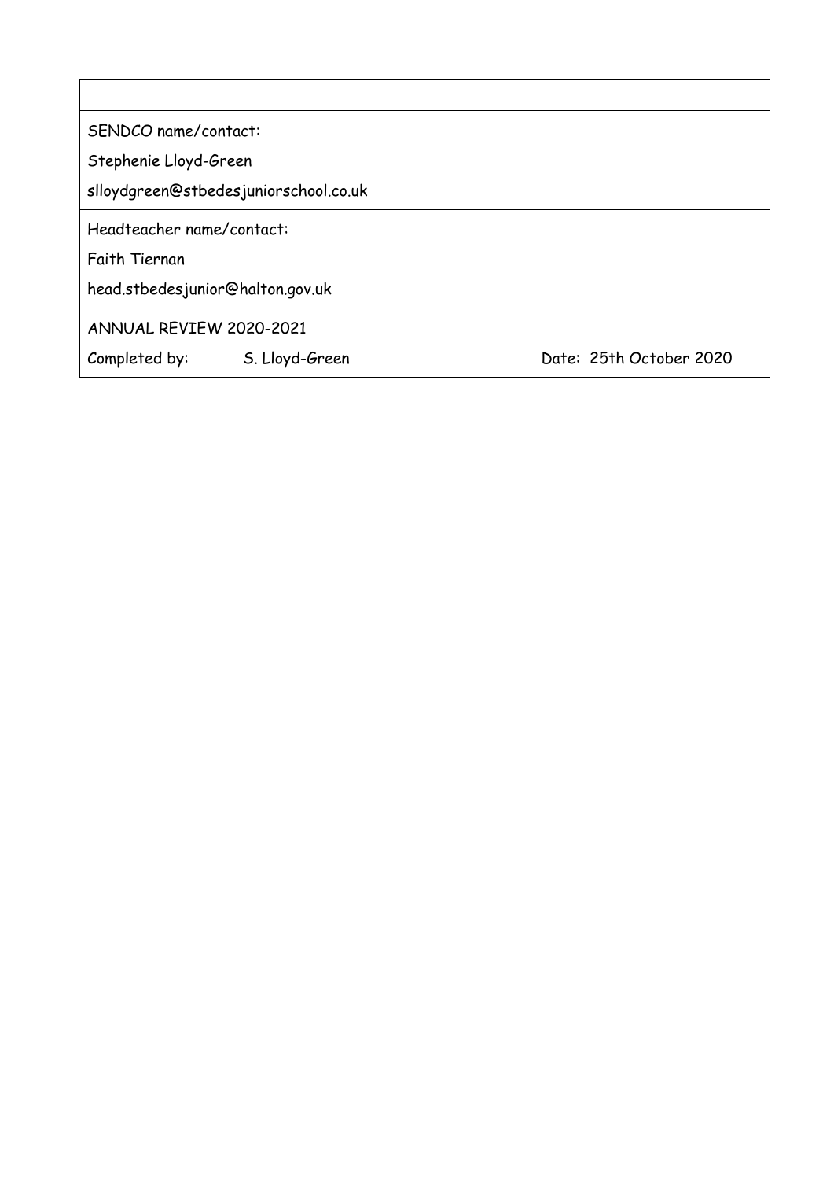SENDCO name/contact:

Stephenie Lloyd-Green

slloydgreen@stbedesjuniorschool.co.uk

Headteacher name/contact:

Faith Tiernan

head.stbedesjunior@halton.gov.uk

ANNUAL REVIEW 2020-2021

Completed by: S. Lloyd-Green Date: 25th October 2020